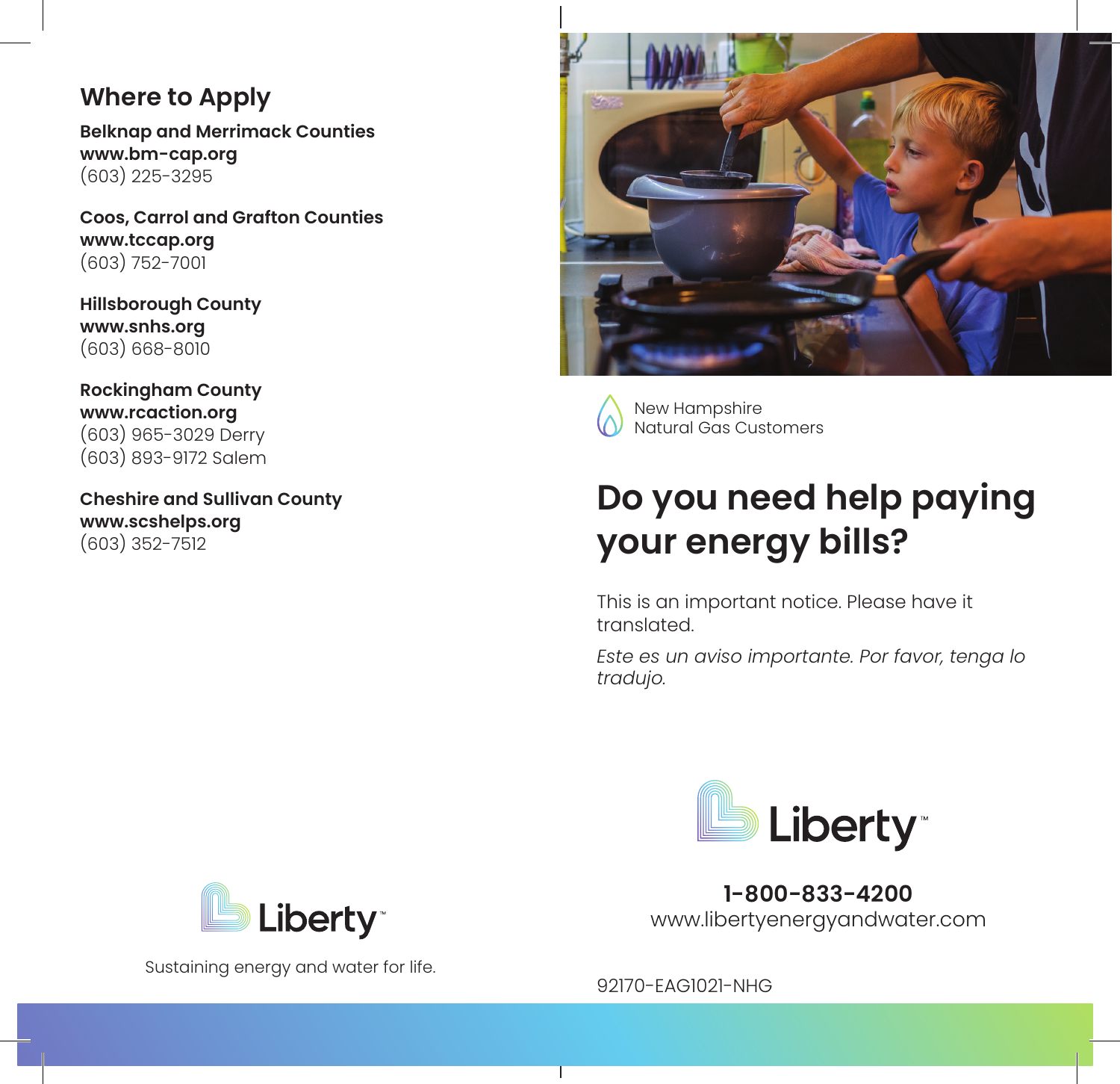## Where to Apply

**Belknap and Merrimack Counties**
**www.bm-cap.org**
(603) 225-3295

**Coos, Carrol and Grafton Counties**
**www.tccap.org**
(603) 752-7001

**Hillsborough County**
**www.snhs.org**
(603) 668-8010

**Rockingham County**
**www.rcaction.org**
(603) 965-3029 Derry
(603) 893-9172 Salem

**Cheshire and Sullivan County**
**www.scshelps.org**
(603) 352-7512

Liberty™

Sustaining energy and water for life.

New Hampshire
Natural Gas Customers

# Do you need help paying your energy bills?

This is an important notice. Please have it translated.

*Este es un aviso importante. Por favor, tenga lo tradujo.*

Liberty™

**1-800-833-4200**
www.libertyenergyandwater.com

92170-EAG1021-NHG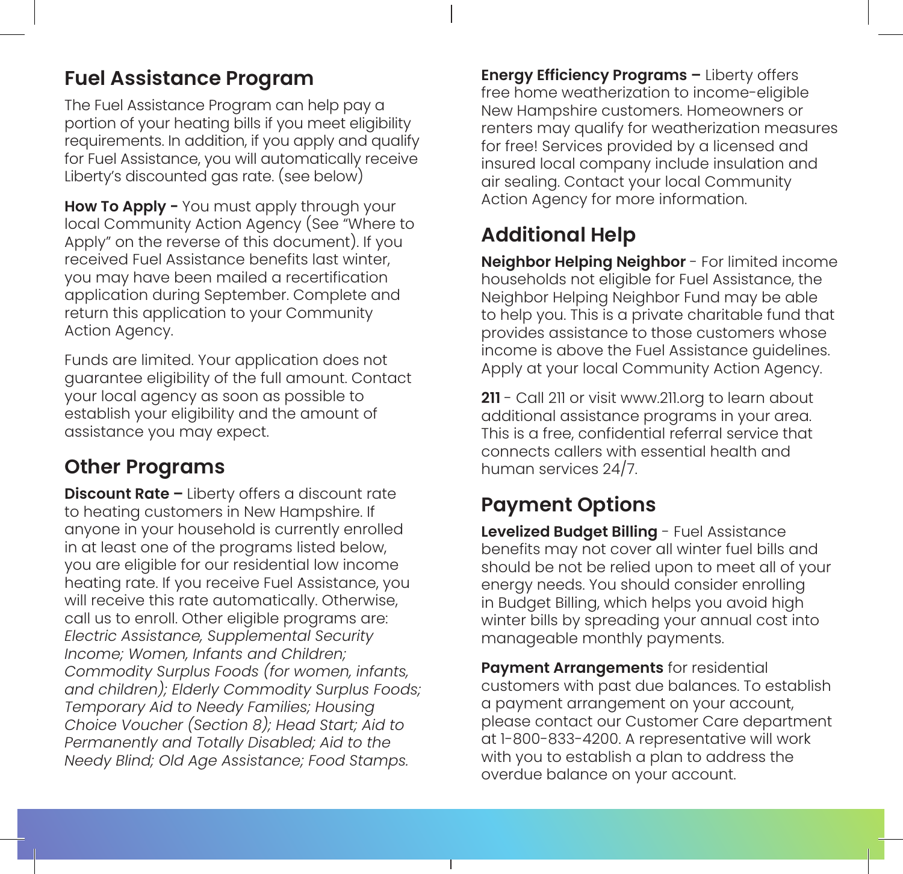## Fuel Assistance Program

The Fuel Assistance Program can help pay a portion of your heating bills if you meet eligibility requirements. In addition, if you apply and qualify for Fuel Assistance, you will automatically receive Liberty's discounted gas rate. (see below)

**How To Apply -** You must apply through your local Community Action Agency (See "Where to Apply" on the reverse of this document). If you received Fuel Assistance benefits last winter, you may have been mailed a recertification application during September. Complete and return this application to your Community Action Agency.

Funds are limited. Your application does not guarantee eligibility of the full amount. Contact your local agency as soon as possible to establish your eligibility and the amount of assistance you may expect.

## Other Programs

**Discount Rate –** Liberty offers a discount rate to heating customers in New Hampshire. If anyone in your household is currently enrolled in at least one of the programs listed below, you are eligible for our residential low income heating rate. If you receive Fuel Assistance, you will receive this rate automatically. Otherwise, call us to enroll. Other eligible programs are: *Electric Assistance, Supplemental Security Income; Women, Infants and Children; Commodity Surplus Foods (for women, infants, and children); Elderly Commodity Surplus Foods; Temporary Aid to Needy Families; Housing Choice Voucher (Section 8); Head Start; Aid to Permanently and Totally Disabled; Aid to the Needy Blind; Old Age Assistance; Food Stamps.*

**Energy Efficiency Programs –** Liberty offers free home weatherization to income-eligible New Hampshire customers. Homeowners or renters may qualify for weatherization measures for free! Services provided by a licensed and insured local company include insulation and air sealing. Contact your local Community Action Agency for more information.

## Additional Help

**Neighbor Helping Neighbor** - For limited income households not eligible for Fuel Assistance, the Neighbor Helping Neighbor Fund may be able to help you. This is a private charitable fund that provides assistance to those customers whose income is above the Fuel Assistance guidelines. Apply at your local Community Action Agency.

**211** - Call 211 or visit www.211.org to learn about additional assistance programs in your area. This is a free, confidential referral service that connects callers with essential health and human services 24/7.

## Payment Options

**Levelized Budget Billing** - Fuel Assistance benefits may not cover all winter fuel bills and should be not be relied upon to meet all of your energy needs. You should consider enrolling in Budget Billing, which helps you avoid high winter bills by spreading your annual cost into manageable monthly payments.

**Payment Arrangements** for residential customers with past due balances. To establish a payment arrangement on your account, please contact our Customer Care department at 1-800-833-4200. A representative will work with you to establish a plan to address the overdue balance on your account.